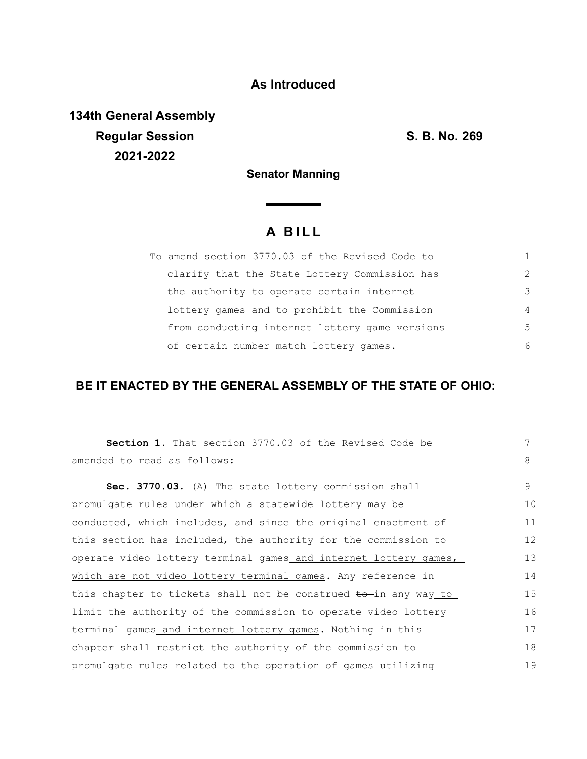**As Introduced**

**134th General Assembly**
**Regular Session**
**2021-2022**

**S. B. No. 269**

**Senator Manning**

# A BILL

To amend section 3770.03 of the Revised Code to clarify that the State Lottery Commission has the authority to operate certain internet lottery games and to prohibit the Commission from conducting internet lottery game versions of certain number match lottery games.

**BE IT ENACTED BY THE GENERAL ASSEMBLY OF THE STATE OF OHIO:**

**Section 1.** That section 3770.03 of the Revised Code be amended to read as follows:

**Sec. 3770.03.** (A) The state lottery commission shall promulgate rules under which a statewide lottery may be conducted, which includes, and since the original enactment of this section has included, the authority for the commission to operate video lottery terminal games <u>and internet lottery games, which are not video lottery terminal games</u>. Any reference in this chapter to tickets shall not be construed ~~to~~ in any way <u>to</u> limit the authority of the commission to operate video lottery terminal games <u>and internet lottery games</u>. Nothing in this chapter shall restrict the authority of the commission to promulgate rules related to the operation of games utilizing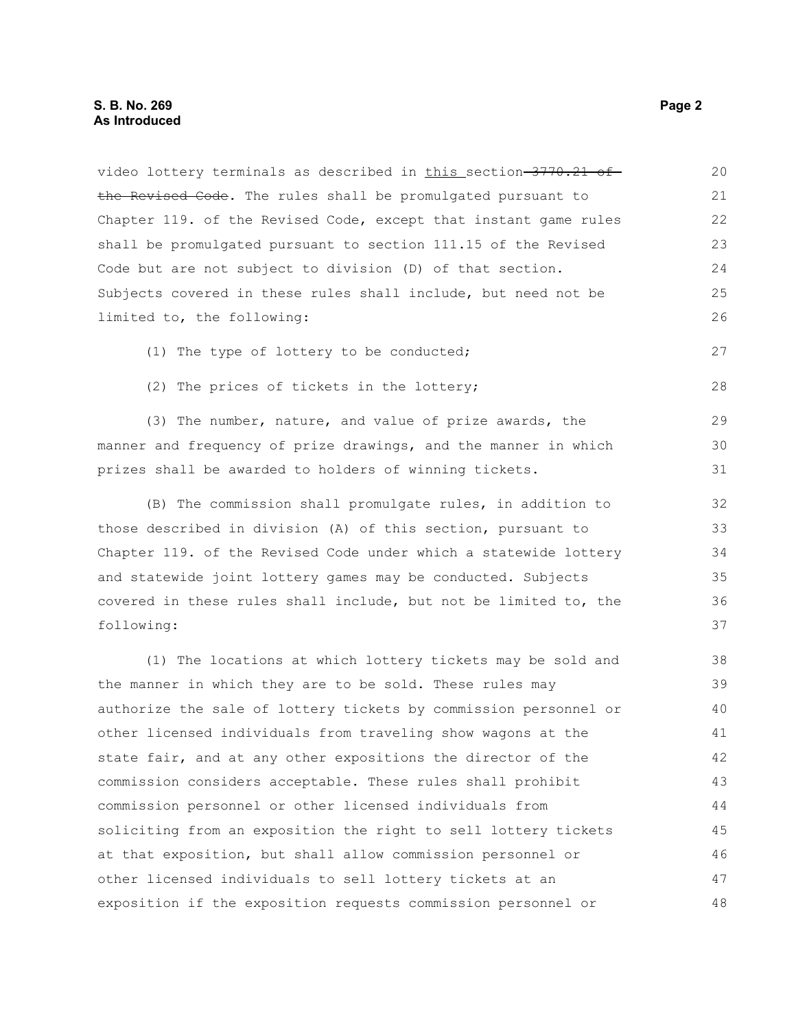video lottery terminals as described in this section ~~3770.21 of the Revised Code~~. The rules shall be promulgated pursuant to Chapter 119. of the Revised Code, except that instant game rules shall be promulgated pursuant to section 111.15 of the Revised Code but are not subject to division (D) of that section. Subjects covered in these rules shall include, but need not be limited to, the following:

(1) The type of lottery to be conducted;

(2) The prices of tickets in the lottery;

(3) The number, nature, and value of prize awards, the manner and frequency of prize drawings, and the manner in which prizes shall be awarded to holders of winning tickets.

(B) The commission shall promulgate rules, in addition to those described in division (A) of this section, pursuant to Chapter 119. of the Revised Code under which a statewide lottery and statewide joint lottery games may be conducted. Subjects covered in these rules shall include, but not be limited to, the following:

(1) The locations at which lottery tickets may be sold and the manner in which they are to be sold. These rules may authorize the sale of lottery tickets by commission personnel or other licensed individuals from traveling show wagons at the state fair, and at any other expositions the director of the commission considers acceptable. These rules shall prohibit commission personnel or other licensed individuals from soliciting from an exposition the right to sell lottery tickets at that exposition, but shall allow commission personnel or other licensed individuals to sell lottery tickets at an exposition if the exposition requests commission personnel or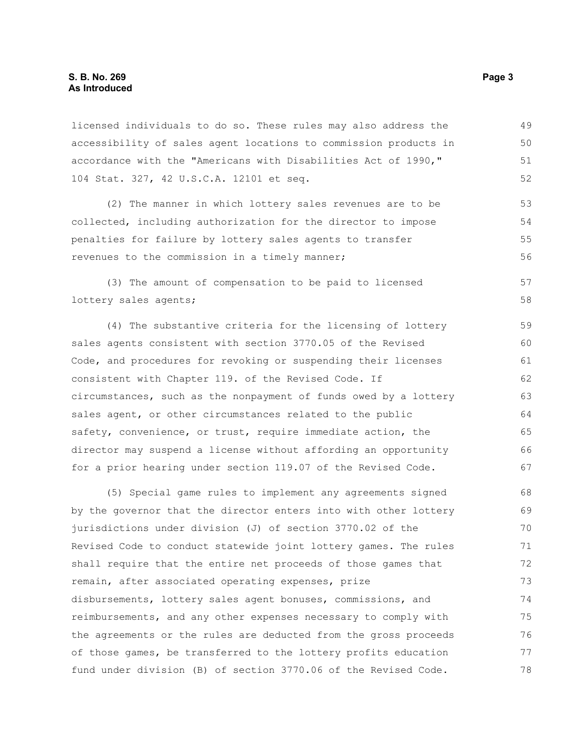licensed individuals to do so. These rules may also address the accessibility of sales agent locations to commission products in accordance with the "Americans with Disabilities Act of 1990," 104 Stat. 327, 42 U.S.C.A. 12101 et seq.

(2) The manner in which lottery sales revenues are to be collected, including authorization for the director to impose penalties for failure by lottery sales agents to transfer revenues to the commission in a timely manner;

(3) The amount of compensation to be paid to licensed lottery sales agents;

(4) The substantive criteria for the licensing of lottery sales agents consistent with section 3770.05 of the Revised Code, and procedures for revoking or suspending their licenses consistent with Chapter 119. of the Revised Code. If circumstances, such as the nonpayment of funds owed by a lottery sales agent, or other circumstances related to the public safety, convenience, or trust, require immediate action, the director may suspend a license without affording an opportunity for a prior hearing under section 119.07 of the Revised Code.

(5) Special game rules to implement any agreements signed by the governor that the director enters into with other lottery jurisdictions under division (J) of section 3770.02 of the Revised Code to conduct statewide joint lottery games. The rules shall require that the entire net proceeds of those games that remain, after associated operating expenses, prize disbursements, lottery sales agent bonuses, commissions, and reimbursements, and any other expenses necessary to comply with the agreements or the rules are deducted from the gross proceeds of those games, be transferred to the lottery profits education fund under division (B) of section 3770.06 of the Revised Code.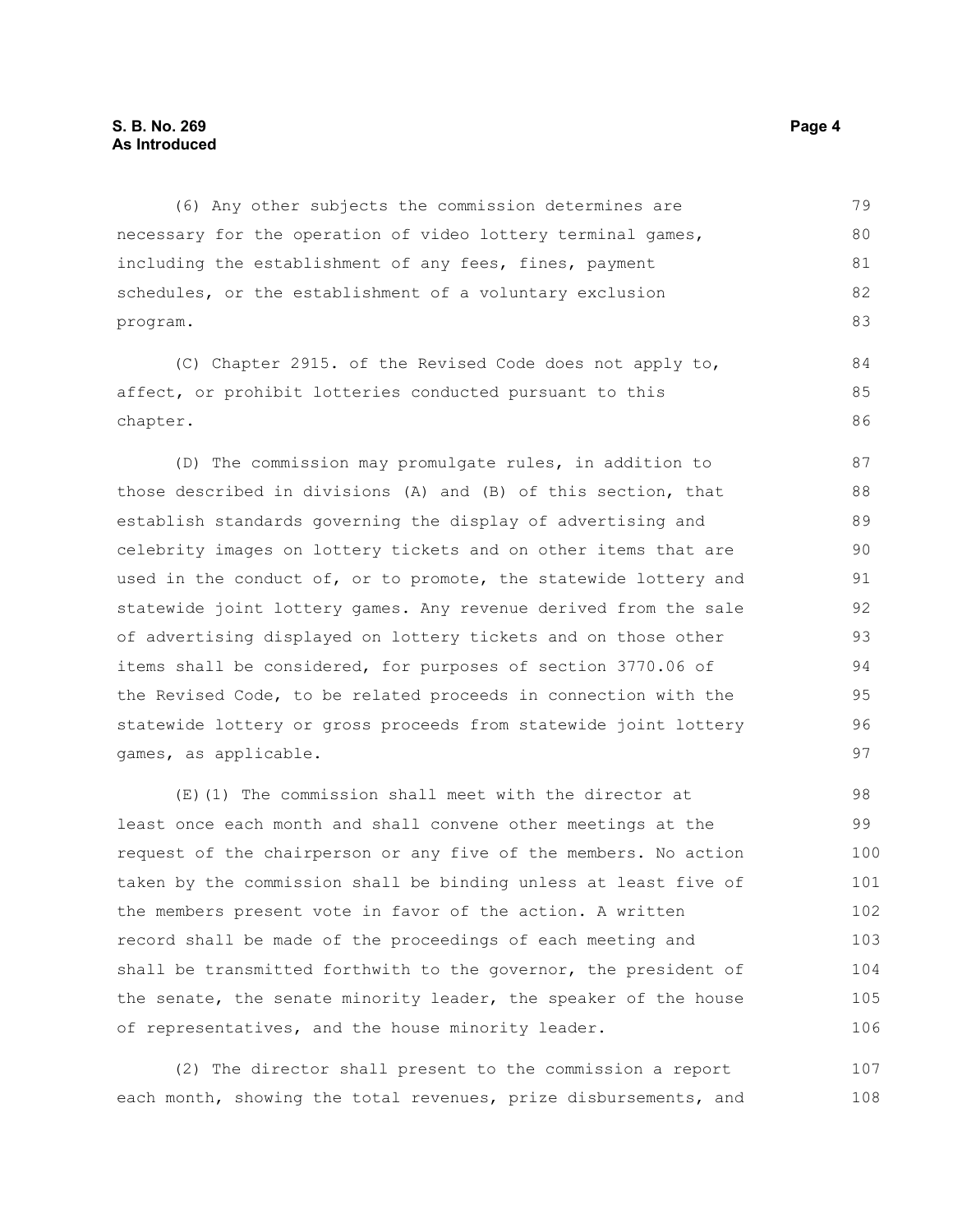(6) Any other subjects the commission determines are necessary for the operation of video lottery terminal games, including the establishment of any fees, fines, payment schedules, or the establishment of a voluntary exclusion program.

(C) Chapter 2915. of the Revised Code does not apply to, affect, or prohibit lotteries conducted pursuant to this chapter.

(D) The commission may promulgate rules, in addition to those described in divisions (A) and (B) of this section, that establish standards governing the display of advertising and celebrity images on lottery tickets and on other items that are used in the conduct of, or to promote, the statewide lottery and statewide joint lottery games. Any revenue derived from the sale of advertising displayed on lottery tickets and on those other items shall be considered, for purposes of section 3770.06 of the Revised Code, to be related proceeds in connection with the statewide lottery or gross proceeds from statewide joint lottery games, as applicable.

(E)(1) The commission shall meet with the director at least once each month and shall convene other meetings at the request of the chairperson or any five of the members. No action taken by the commission shall be binding unless at least five of the members present vote in favor of the action. A written record shall be made of the proceedings of each meeting and shall be transmitted forthwith to the governor, the president of the senate, the senate minority leader, the speaker of the house of representatives, and the house minority leader.

(2) The director shall present to the commission a report each month, showing the total revenues, prize disbursements, and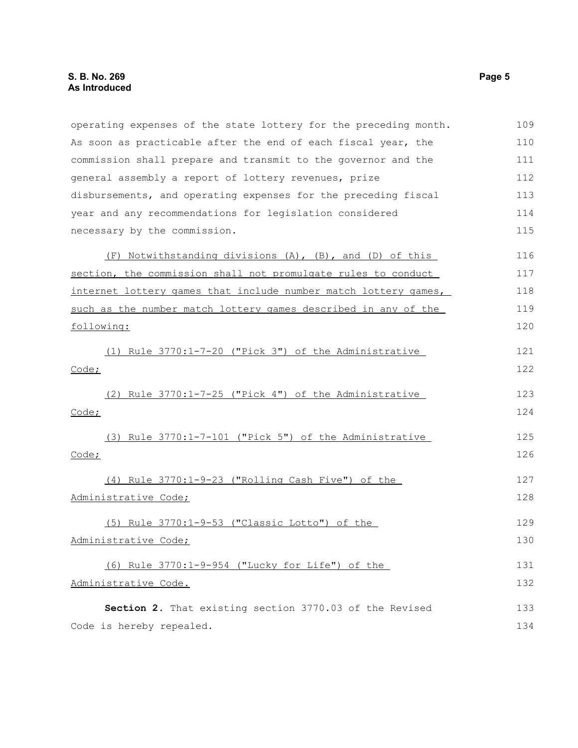operating expenses of the state lottery for the preceding month. As soon as practicable after the end of each fiscal year, the commission shall prepare and transmit to the governor and the general assembly a report of lottery revenues, prize disbursements, and operating expenses for the preceding fiscal year and any recommendations for legislation considered necessary by the commission.

(F) Notwithstanding divisions (A), (B), and (D) of this section, the commission shall not promulgate rules to conduct internet lottery games that include number match lottery games, such as the number match lottery games described in any of the following:

(1) Rule 3770:1-7-20 ("Pick 3") of the Administrative Code;

(2) Rule 3770:1-7-25 ("Pick 4") of the Administrative Code;

(3) Rule 3770:1-7-101 ("Pick 5") of the Administrative Code;

(4) Rule 3770:1-9-23 ("Rolling Cash Five") of the Administrative Code;

(5) Rule 3770:1-9-53 ("Classic Lotto") of the Administrative Code;

(6) Rule 3770:1-9-954 ("Lucky for Life") of the Administrative Code.

**Section 2.** That existing section 3770.03 of the Revised Code is hereby repealed.